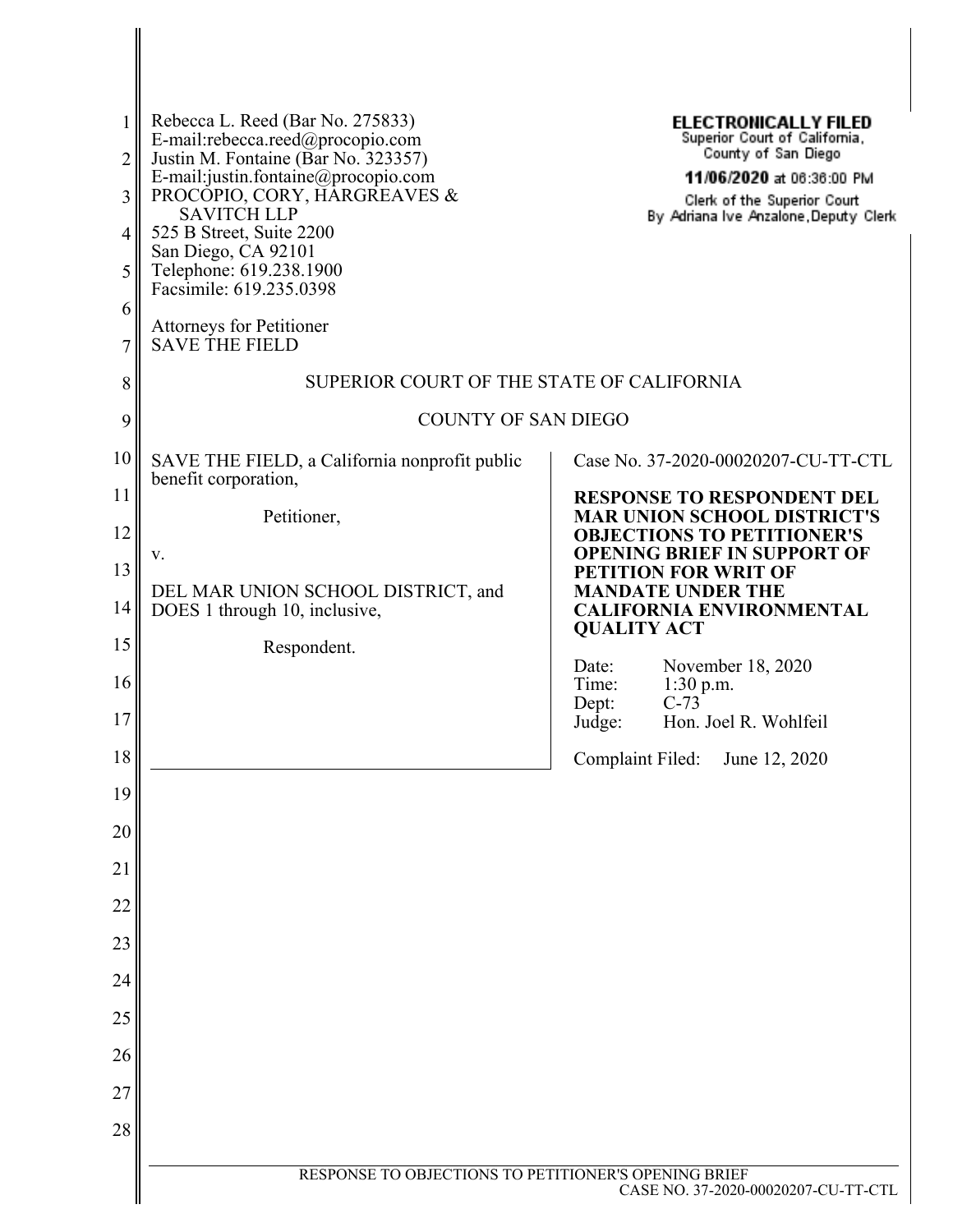Rebecca L. Reed (Bar No. 275833)
E-mail:rebecca.reed@procopio.com
Justin M. Fontaine (Bar No. 323357)
E-mail:justin.fontaine@procopio.com
PROCOPIO, CORY, HARGREAVES &
SAVITCH LLP
525 B Street, Suite 2200
San Diego, CA 92101
Telephone: 619.238.1900
Facsimile: 619.235.0398

Attorneys for Petitioner
SAVE THE FIELD

**ELECTRONICALLY FILED**
Superior Court of California,
County of San Diego
**11/06/2020** at 06:36:00 PM
Clerk of the Superior Court
By Adriana Ive Anzalone, Deputy Clerk

SUPERIOR COURT OF THE STATE OF CALIFORNIA

COUNTY OF SAN DIEGO

SAVE THE FIELD, a California nonprofit public benefit corporation,

Petitioner,

v.

DEL MAR UNION SCHOOL DISTRICT, and DOES 1 through 10, inclusive,

Respondent.

Case No. 37-2020-00020207-CU-TT-CTL

**RESPONSE TO RESPONDENT DEL MAR UNION SCHOOL DISTRICT'S OBJECTIONS TO PETITIONER'S OPENING BRIEF IN SUPPORT OF PETITION FOR WRIT OF MANDATE UNDER THE CALIFORNIA ENVIRONMENTAL QUALITY ACT**

Date: November 18, 2020
Time: 1:30 p.m.
Dept: C-73
Judge: Hon. Joel R. Wohlfeil

Complaint Filed: June 12, 2020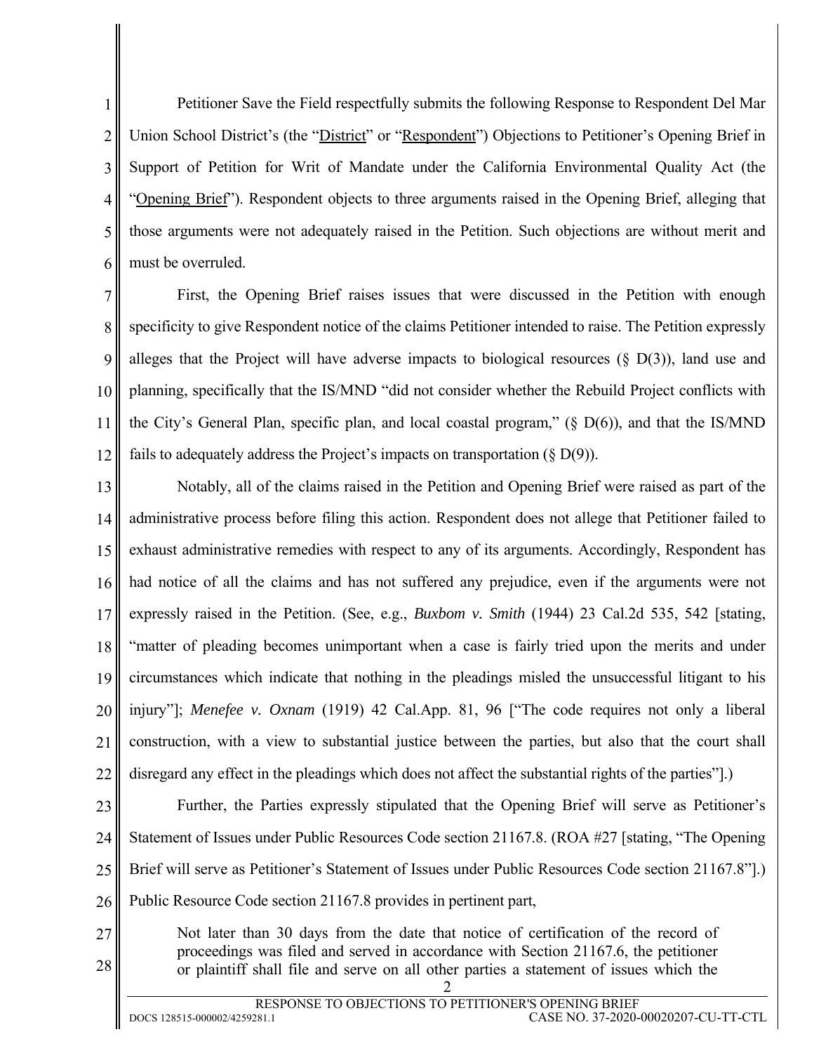Petitioner Save the Field respectfully submits the following Response to Respondent Del Mar Union School District's (the "District" or "Respondent") Objections to Petitioner's Opening Brief in Support of Petition for Writ of Mandate under the California Environmental Quality Act (the "Opening Brief"). Respondent objects to three arguments raised in the Opening Brief, alleging that those arguments were not adequately raised in the Petition. Such objections are without merit and must be overruled.

First, the Opening Brief raises issues that were discussed in the Petition with enough specificity to give Respondent notice of the claims Petitioner intended to raise. The Petition expressly alleges that the Project will have adverse impacts to biological resources (§ D(3)), land use and planning, specifically that the IS/MND "did not consider whether the Rebuild Project conflicts with the City's General Plan, specific plan, and local coastal program," (§ D(6)), and that the IS/MND fails to adequately address the Project's impacts on transportation (§ D(9)).

Notably, all of the claims raised in the Petition and Opening Brief were raised as part of the administrative process before filing this action. Respondent does not allege that Petitioner failed to exhaust administrative remedies with respect to any of its arguments. Accordingly, Respondent has had notice of all the claims and has not suffered any prejudice, even if the arguments were not expressly raised in the Petition. (See, e.g., *Buxbom v. Smith* (1944) 23 Cal.2d 535, 542 [stating, "matter of pleading becomes unimportant when a case is fairly tried upon the merits and under circumstances which indicate that nothing in the pleadings misled the unsuccessful litigant to his injury"]; *Menefee v. Oxnam* (1919) 42 Cal.App. 81, 96 ["The code requires not only a liberal construction, with a view to substantial justice between the parties, but also that the court shall disregard any effect in the pleadings which does not affect the substantial rights of the parties"].)

Further, the Parties expressly stipulated that the Opening Brief will serve as Petitioner's Statement of Issues under Public Resources Code section 21167.8. (ROA #27 [stating, "The Opening Brief will serve as Petitioner's Statement of Issues under Public Resources Code section 21167.8"].) Public Resource Code section 21167.8 provides in pertinent part,

> Not later than 30 days from the date that notice of certification of the record of proceedings was filed and served in accordance with Section 21167.6, the petitioner or plaintiff shall file and serve on all other parties a statement of issues which the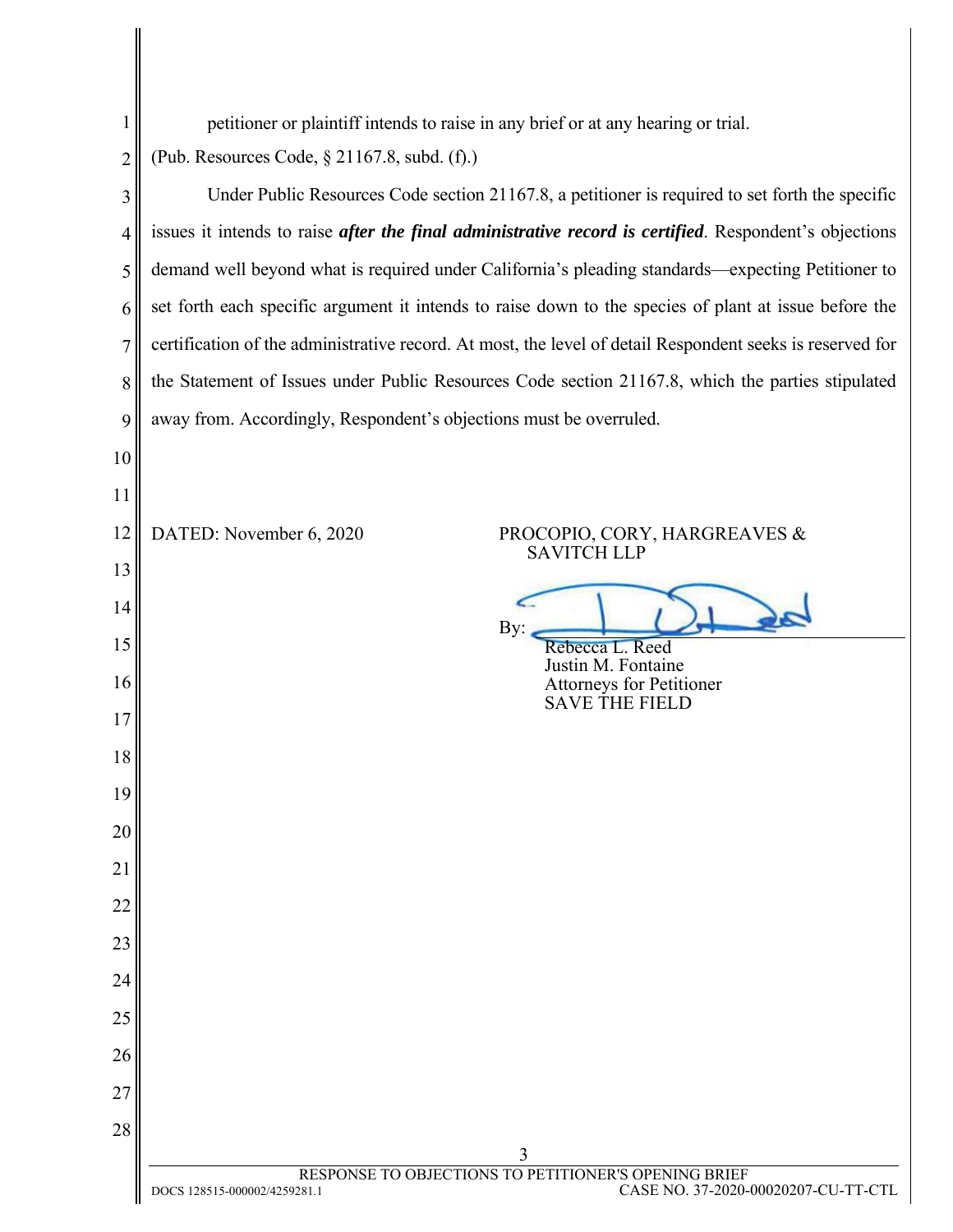petitioner or plaintiff intends to raise in any brief or at any hearing or trial.

(Pub. Resources Code, § 21167.8, subd. (f).)

Under Public Resources Code section 21167.8, a petitioner is required to set forth the specific issues it intends to raise ***after the final administrative record is certified***. Respondent's objections demand well beyond what is required under California's pleading standards—expecting Petitioner to set forth each specific argument it intends to raise down to the species of plant at issue before the certification of the administrative record. At most, the level of detail Respondent seeks is reserved for the Statement of Issues under Public Resources Code section 21167.8, which the parties stipulated away from. Accordingly, Respondent's objections must be overruled.

DATED: November 6, 2020

PROCOPIO, CORY, HARGREAVES & SAVITCH LLP

By: 

Rebecca L. Reed
Justin M. Fontaine
Attorneys for Petitioner
SAVE THE FIELD

RESPONSE TO OBJECTIONS TO PETITIONER'S OPENING BRIEF

CASE NO. 37-2020-00020207-CU-TT-CTL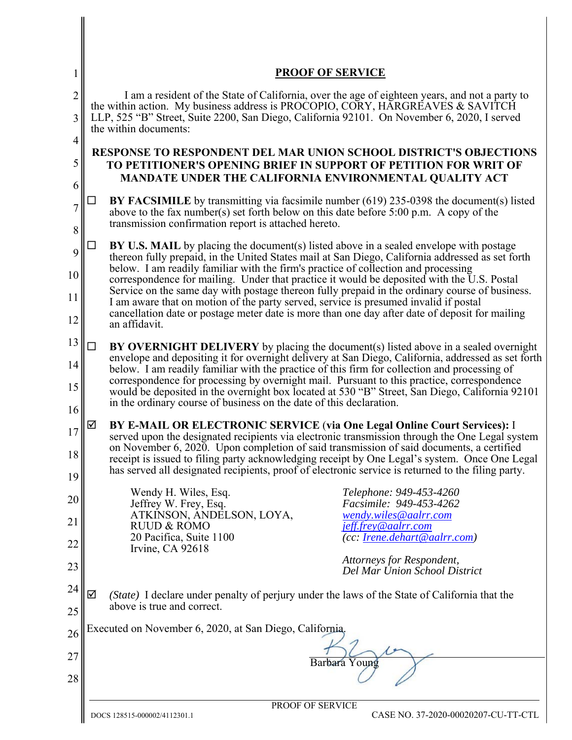## PROOF OF SERVICE

I am a resident of the State of California, over the age of eighteen years, and not a party to the within action. My business address is PROCOPIO, CORY, HARGREAVES & SAVITCH LLP, 525 "B" Street, Suite 2200, San Diego, California 92101. On November 6, 2020, I served the within documents:

**RESPONSE TO RESPONDENT DEL MAR UNION SCHOOL DISTRICT'S OBJECTIONS TO PETITIONER'S OPENING BRIEF IN SUPPORT OF PETITION FOR WRIT OF MANDATE UNDER THE CALIFORNIA ENVIRONMENTAL QUALITY ACT**

☐ **BY FACSIMILE** by transmitting via facsimile number (619) 235-0398 the document(s) listed above to the fax number(s) set forth below on this date before 5:00 p.m. A copy of the transmission confirmation report is attached hereto.

☐ **BY U.S. MAIL** by placing the document(s) listed above in a sealed envelope with postage thereon fully prepaid, in the United States mail at San Diego, California addressed as set forth below. I am readily familiar with the firm's practice of collection and processing correspondence for mailing. Under that practice it would be deposited with the U.S. Postal Service on the same day with postage thereon fully prepaid in the ordinary course of business. I am aware that on motion of the party served, service is presumed invalid if postal cancellation date or postage meter date is more than one day after date of deposit for mailing an affidavit.

☐ **BY OVERNIGHT DELIVERY** by placing the document(s) listed above in a sealed overnight envelope and depositing it for overnight delivery at San Diego, California, addressed as set forth below. I am readily familiar with the practice of this firm for collection and processing of correspondence for processing by overnight mail. Pursuant to this practice, correspondence would be deposited in the overnight box located at 530 "B" Street, San Diego, California 92101 in the ordinary course of business on the date of this declaration.

☑ **BY E-MAIL OR ELECTRONIC SERVICE (via One Legal Online Court Services):** I served upon the designated recipients via electronic transmission through the One Legal system on November 6, 2020. Upon completion of said transmission of said documents, a certified receipt is issued to filing party acknowledging receipt by One Legal's system. Once One Legal has served all designated recipients, proof of electronic service is returned to the filing party.

| | |
|---|---|
| Wendy H. Wiles, Esq.<br>Jeffrey W. Frey, Esq.<br>ATKINSON, ANDELSON, LOYA, RUUD & ROMO<br>20 Pacifica, Suite 1100<br>Irvine, CA 92618 | *Telephone: 949-453-4260*<br>*Facsimile: 949-453-4262*<br>*wendy.wiles@aalrr.com*<br>*jeff.frey@aalrr.com*<br>*(cc: Irene.dehart@aalrr.com)*<br><br>*Attorneys for Respondent, Del Mar Union School District* |

☑ *(State)* I declare under penalty of perjury under the laws of the State of California that the above is true and correct.

Executed on November 6, 2020, at San Diego, California.

Barbara Young